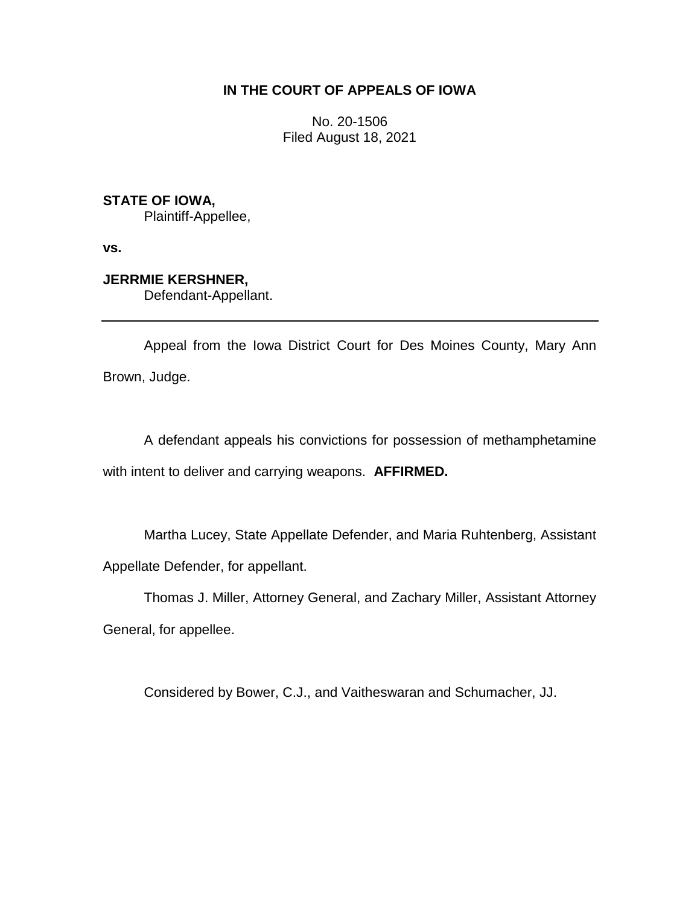# IN THE COURT OF APPEALS OF IOWA

No. 20-1506
Filed August 18, 2021

---

**STATE OF IOWA,**
Plaintiff-Appellee,

**vs.**

**JERRMIE KERSHNER,**
Defendant-Appellant.

---

Appeal from the Iowa District Court for Des Moines County, Mary Ann Brown, Judge.

A defendant appeals his convictions for possession of methamphetamine with intent to deliver and carrying weapons. **AFFIRMED.**

Martha Lucey, State Appellate Defender, and Maria Ruhtenberg, Assistant Appellate Defender, for appellant.

Thomas J. Miller, Attorney General, and Zachary Miller, Assistant Attorney General, for appellee.

Considered by Bower, C.J., and Vaitheswaran and Schumacher, JJ.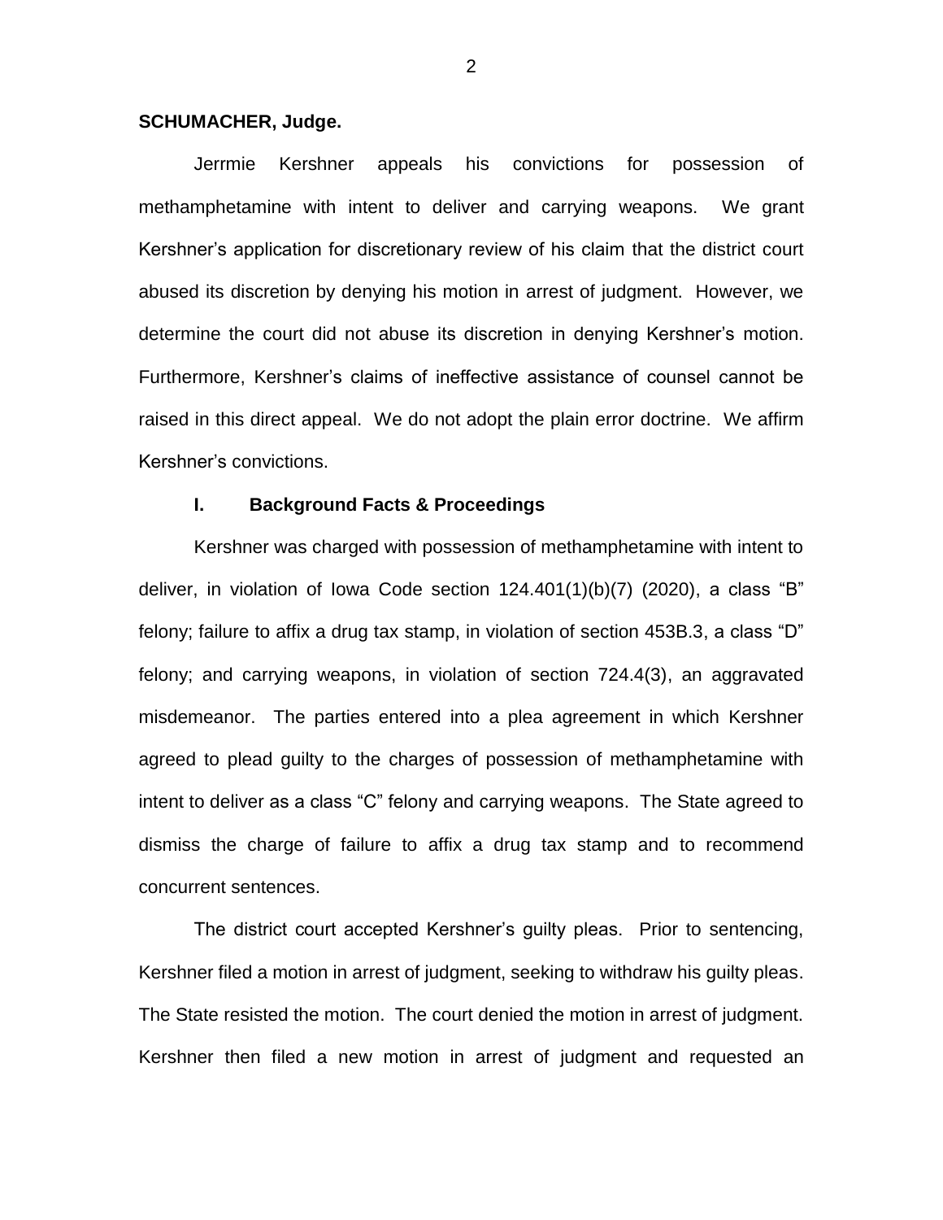**SCHUMACHER, Judge.**

Jerrmie Kershner appeals his convictions for possession of methamphetamine with intent to deliver and carrying weapons. We grant Kershner's application for discretionary review of his claim that the district court abused its discretion by denying his motion in arrest of judgment. However, we determine the court did not abuse its discretion in denying Kershner's motion. Furthermore, Kershner's claims of ineffective assistance of counsel cannot be raised in this direct appeal. We do not adopt the plain error doctrine. We affirm Kershner's convictions.

## I. Background Facts & Proceedings

Kershner was charged with possession of methamphetamine with intent to deliver, in violation of Iowa Code section 124.401(1)(b)(7) (2020), a class "B" felony; failure to affix a drug tax stamp, in violation of section 453B.3, a class "D" felony; and carrying weapons, in violation of section 724.4(3), an aggravated misdemeanor. The parties entered into a plea agreement in which Kershner agreed to plead guilty to the charges of possession of methamphetamine with intent to deliver as a class "C" felony and carrying weapons. The State agreed to dismiss the charge of failure to affix a drug tax stamp and to recommend concurrent sentences.

The district court accepted Kershner's guilty pleas. Prior to sentencing, Kershner filed a motion in arrest of judgment, seeking to withdraw his guilty pleas. The State resisted the motion. The court denied the motion in arrest of judgment. Kershner then filed a new motion in arrest of judgment and requested an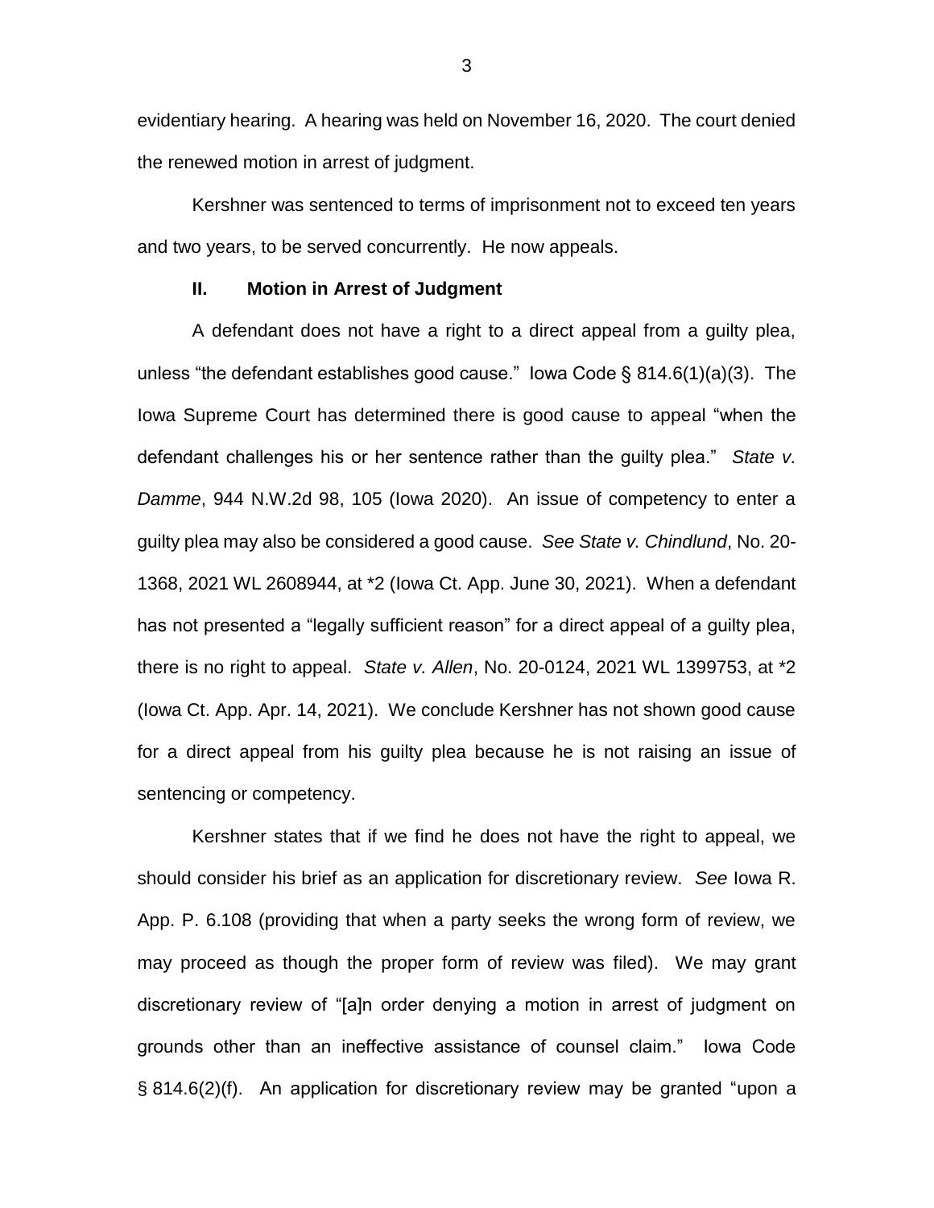evidentiary hearing. A hearing was held on November 16, 2020. The court denied the renewed motion in arrest of judgment.

Kershner was sentenced to terms of imprisonment not to exceed ten years and two years, to be served concurrently. He now appeals.

## II. Motion in Arrest of Judgment

A defendant does not have a right to a direct appeal from a guilty plea, unless "the defendant establishes good cause." Iowa Code § 814.6(1)(a)(3). The Iowa Supreme Court has determined there is good cause to appeal "when the defendant challenges his or her sentence rather than the guilty plea." *State v. Damme*, 944 N.W.2d 98, 105 (Iowa 2020). An issue of competency to enter a guilty plea may also be considered a good cause. *See State v. Chindlund*, No. 20-1368, 2021 WL 2608944, at *2 (Iowa Ct. App. June 30, 2021). When a defendant has not presented a "legally sufficient reason" for a direct appeal of a guilty plea, there is no right to appeal. *State v. Allen*, No. 20-0124, 2021 WL 1399753, at *2 (Iowa Ct. App. Apr. 14, 2021). We conclude Kershner has not shown good cause for a direct appeal from his guilty plea because he is not raising an issue of sentencing or competency.

Kershner states that if we find he does not have the right to appeal, we should consider his brief as an application for discretionary review. *See* Iowa R. App. P. 6.108 (providing that when a party seeks the wrong form of review, we may proceed as though the proper form of review was filed). We may grant discretionary review of "[a]n order denying a motion in arrest of judgment on grounds other than an ineffective assistance of counsel claim." Iowa Code § 814.6(2)(f). An application for discretionary review may be granted "upon a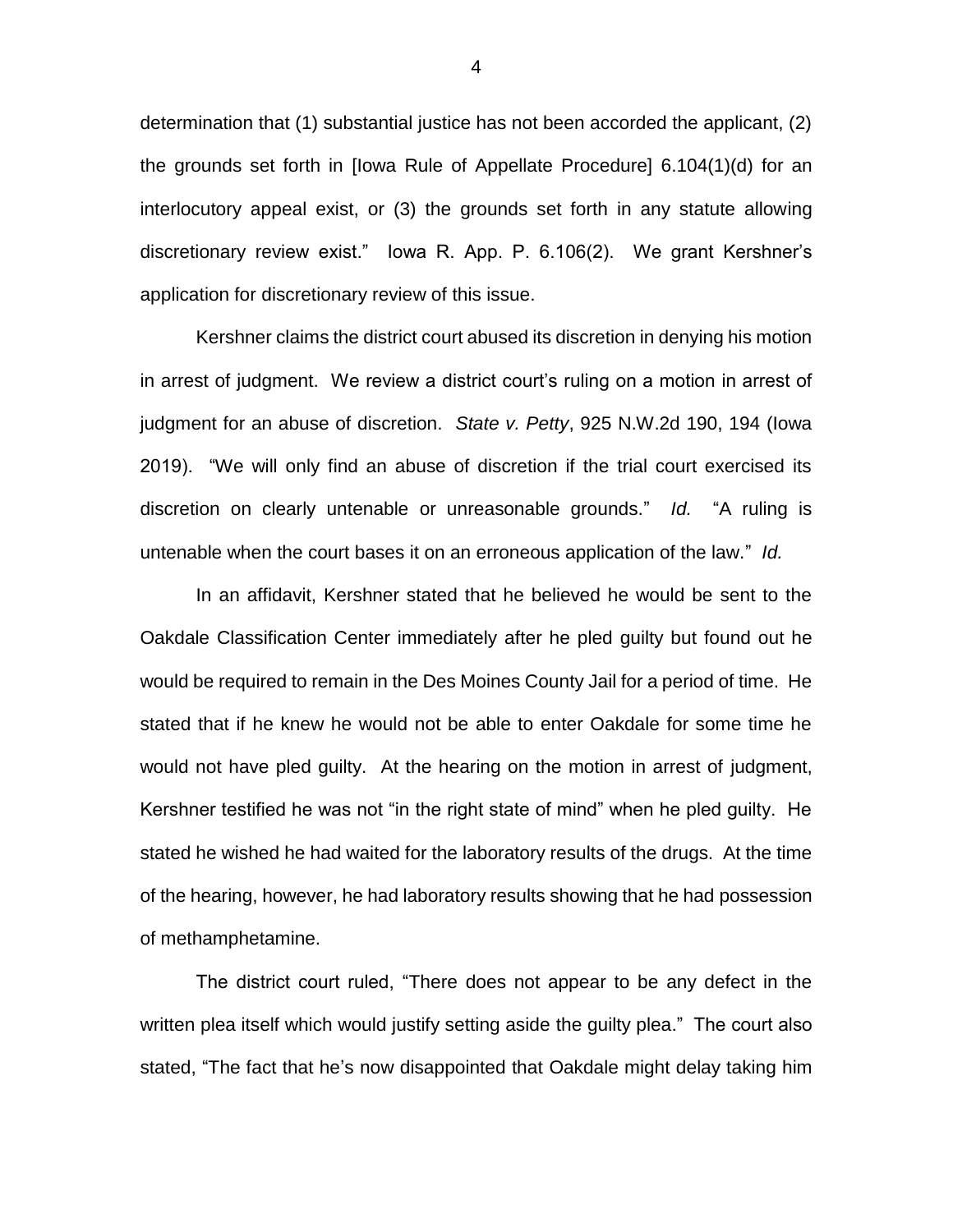determination that (1) substantial justice has not been accorded the applicant, (2) the grounds set forth in [Iowa Rule of Appellate Procedure] 6.104(1)(d) for an interlocutory appeal exist, or (3) the grounds set forth in any statute allowing discretionary review exist." Iowa R. App. P. 6.106(2). We grant Kershner's application for discretionary review of this issue.

Kershner claims the district court abused its discretion in denying his motion in arrest of judgment. We review a district court's ruling on a motion in arrest of judgment for an abuse of discretion. *State v. Petty*, 925 N.W.2d 190, 194 (Iowa 2019). "We will only find an abuse of discretion if the trial court exercised its discretion on clearly untenable or unreasonable grounds." *Id.* "A ruling is untenable when the court bases it on an erroneous application of the law." *Id.*

In an affidavit, Kershner stated that he believed he would be sent to the Oakdale Classification Center immediately after he pled guilty but found out he would be required to remain in the Des Moines County Jail for a period of time. He stated that if he knew he would not be able to enter Oakdale for some time he would not have pled guilty. At the hearing on the motion in arrest of judgment, Kershner testified he was not "in the right state of mind" when he pled guilty. He stated he wished he had waited for the laboratory results of the drugs. At the time of the hearing, however, he had laboratory results showing that he had possession of methamphetamine.

The district court ruled, "There does not appear to be any defect in the written plea itself which would justify setting aside the guilty plea." The court also stated, "The fact that he's now disappointed that Oakdale might delay taking him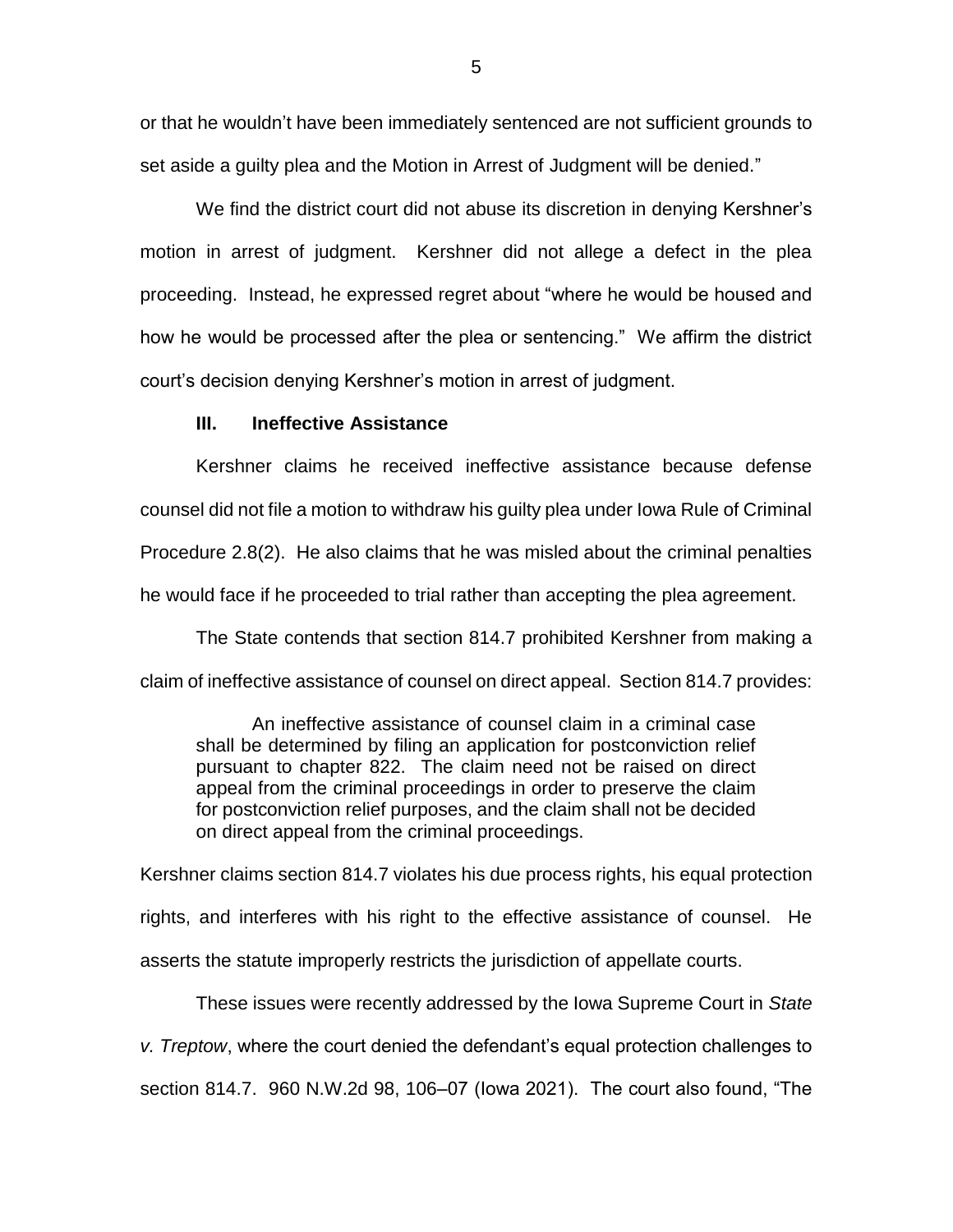or that he wouldn't have been immediately sentenced are not sufficient grounds to set aside a guilty plea and the Motion in Arrest of Judgment will be denied."

We find the district court did not abuse its discretion in denying Kershner's motion in arrest of judgment. Kershner did not allege a defect in the plea proceeding. Instead, he expressed regret about "where he would be housed and how he would be processed after the plea or sentencing." We affirm the district court's decision denying Kershner's motion in arrest of judgment.

### III. Ineffective Assistance

Kershner claims he received ineffective assistance because defense counsel did not file a motion to withdraw his guilty plea under Iowa Rule of Criminal Procedure 2.8(2). He also claims that he was misled about the criminal penalties he would face if he proceeded to trial rather than accepting the plea agreement.

The State contends that section 814.7 prohibited Kershner from making a claim of ineffective assistance of counsel on direct appeal. Section 814.7 provides:

> An ineffective assistance of counsel claim in a criminal case shall be determined by filing an application for postconviction relief pursuant to chapter 822. The claim need not be raised on direct appeal from the criminal proceedings in order to preserve the claim for postconviction relief purposes, and the claim shall not be decided on direct appeal from the criminal proceedings.

Kershner claims section 814.7 violates his due process rights, his equal protection rights, and interferes with his right to the effective assistance of counsel. He asserts the statute improperly restricts the jurisdiction of appellate courts.

These issues were recently addressed by the Iowa Supreme Court in *State v. Treptow*, where the court denied the defendant's equal protection challenges to section 814.7. 960 N.W.2d 98, 106–07 (Iowa 2021). The court also found, "The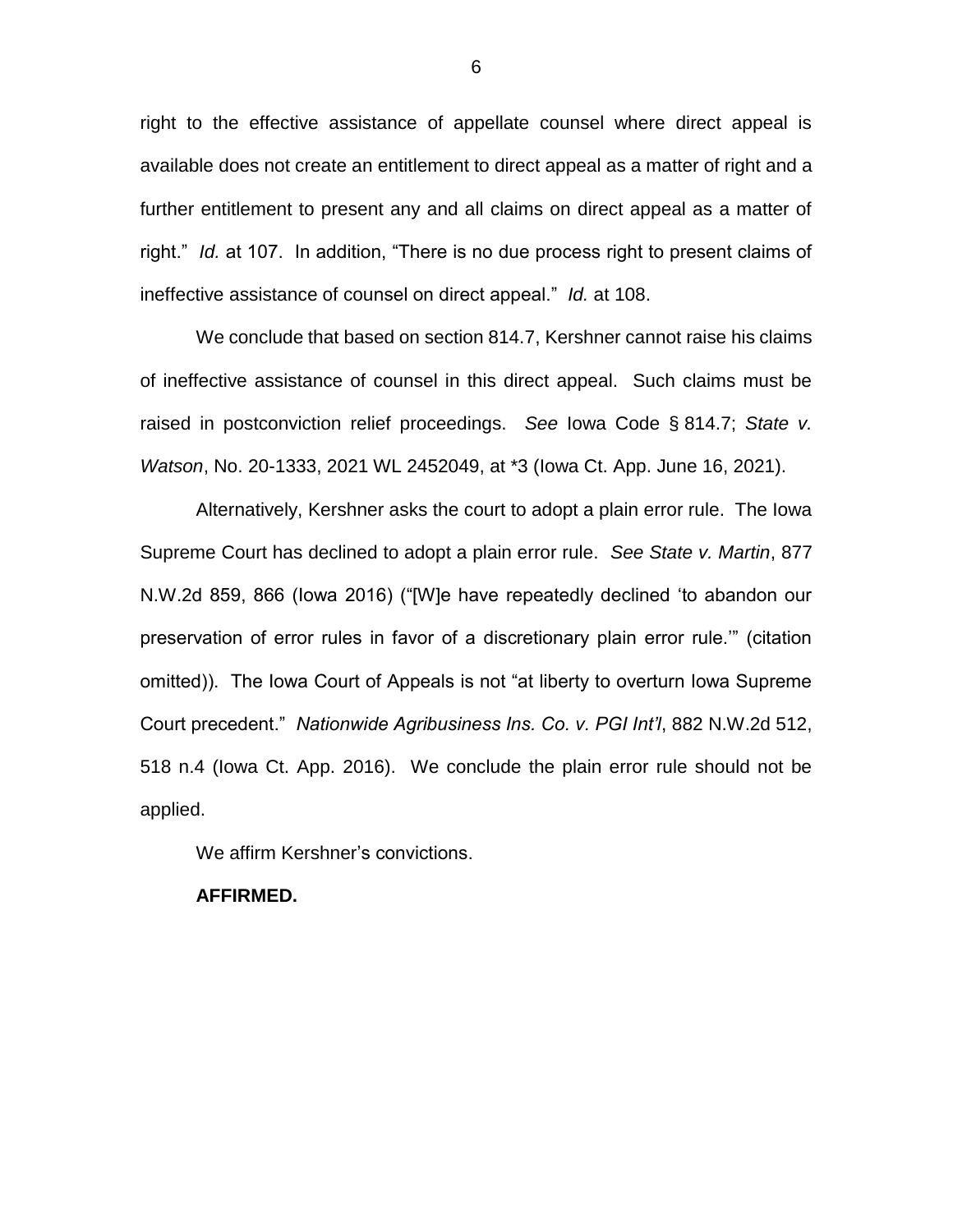right to the effective assistance of appellate counsel where direct appeal is available does not create an entitlement to direct appeal as a matter of right and a further entitlement to present any and all claims on direct appeal as a matter of right." *Id.* at 107. In addition, "There is no due process right to present claims of ineffective assistance of counsel on direct appeal." *Id.* at 108.

We conclude that based on section 814.7, Kershner cannot raise his claims of ineffective assistance of counsel in this direct appeal. Such claims must be raised in postconviction relief proceedings. *See* Iowa Code § 814.7; *State v. Watson*, No. 20-1333, 2021 WL 2452049, at *3 (Iowa Ct. App. June 16, 2021).

Alternatively, Kershner asks the court to adopt a plain error rule. The Iowa Supreme Court has declined to adopt a plain error rule. *See State v. Martin*, 877 N.W.2d 859, 866 (Iowa 2016) ("[W]e have repeatedly declined 'to abandon our preservation of error rules in favor of a discretionary plain error rule.'" (citation omitted)). The Iowa Court of Appeals is not "at liberty to overturn Iowa Supreme Court precedent." *Nationwide Agribusiness Ins. Co. v. PGI Int'l*, 882 N.W.2d 512, 518 n.4 (Iowa Ct. App. 2016). We conclude the plain error rule should not be applied.

We affirm Kershner's convictions.

**AFFIRMED.**